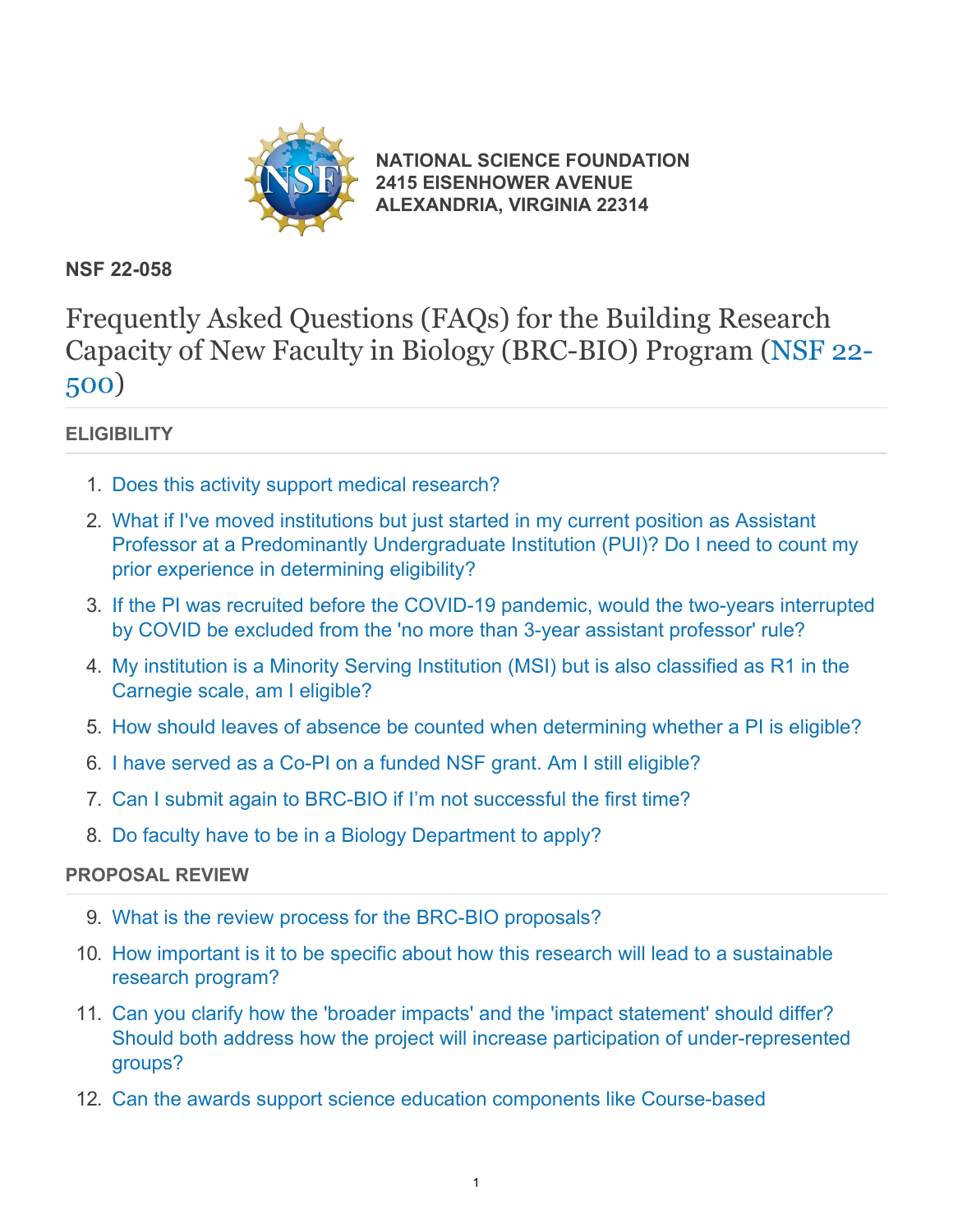**NATIONAL SCIENCE FOUNDATION**
**2415 EISENHOWER AVENUE**
**ALEXANDRIA, VIRGINIA 22314**

**NSF 22-058**

# Frequently Asked Questions (FAQs) for the Building Research Capacity of New Faculty in Biology (BRC-BIO) Program (NSF 22-500)

## ELIGIBILITY

1. Does this activity support medical research?
2. What if I've moved institutions but just started in my current position as Assistant Professor at a Predominantly Undergraduate Institution (PUI)? Do I need to count my prior experience in determining eligibility?
3. If the PI was recruited before the COVID-19 pandemic, would the two-years interrupted by COVID be excluded from the 'no more than 3-year assistant professor' rule?
4. My institution is a Minority Serving Institution (MSI) but is also classified as R1 in the Carnegie scale, am I eligible?
5. How should leaves of absence be counted when determining whether a PI is eligible?
6. I have served as a Co-PI on a funded NSF grant. Am I still eligible?
7. Can I submit again to BRC-BIO if I'm not successful the first time?
8. Do faculty have to be in a Biology Department to apply?

## PROPOSAL REVIEW

9. What is the review process for the BRC-BIO proposals?
10. How important is it to be specific about how this research will lead to a sustainable research program?
11. Can you clarify how the 'broader impacts' and the 'impact statement' should differ? Should both address how the project will increase participation of under-represented groups?
12. Can the awards support science education components like Course-based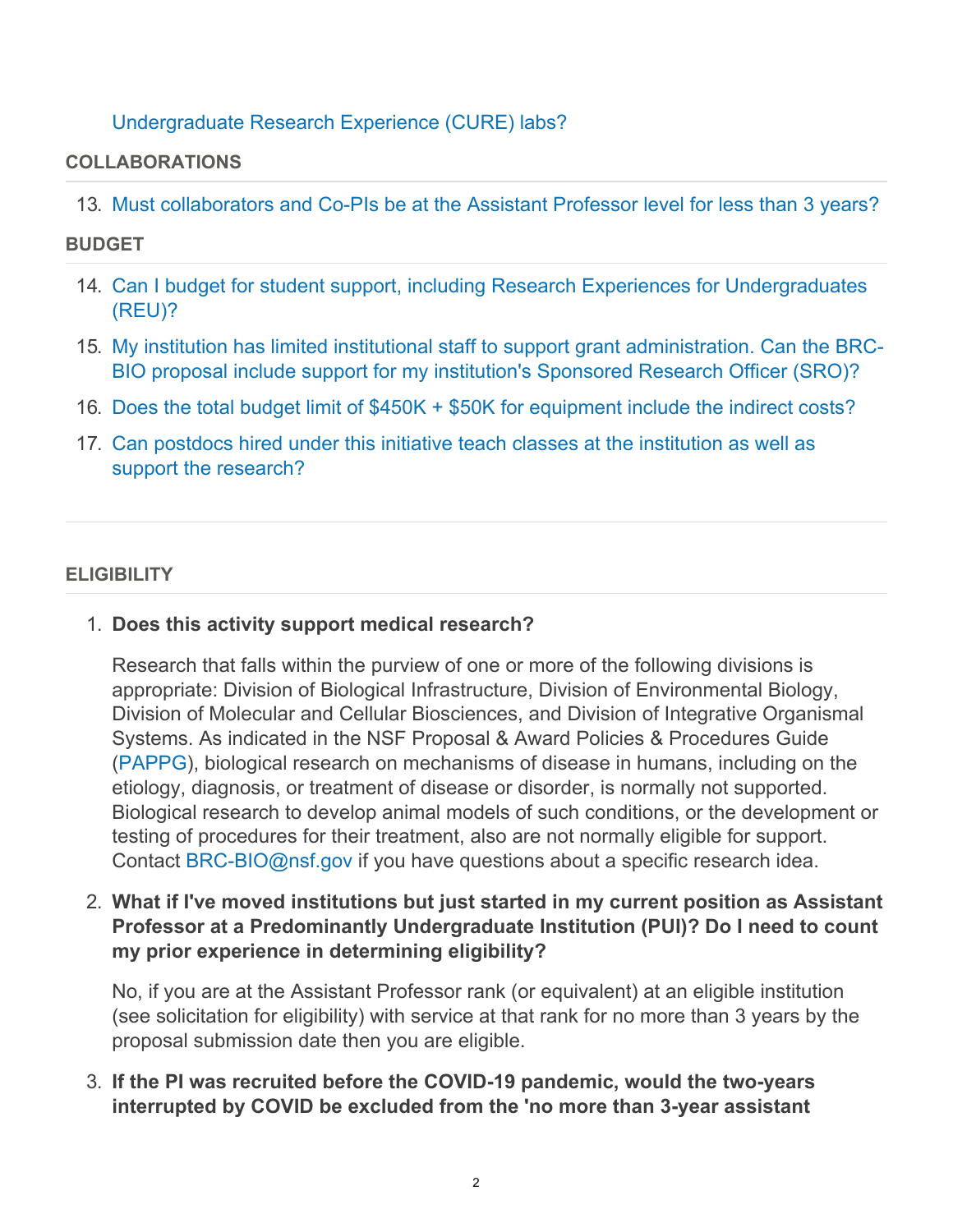Undergraduate Research Experience (CURE) labs?

**COLLABORATIONS**

13. Must collaborators and Co-PIs be at the Assistant Professor level for less than 3 years?

**BUDGET**

14. Can I budget for student support, including Research Experiences for Undergraduates (REU)?
15. My institution has limited institutional staff to support grant administration. Can the BRC-BIO proposal include support for my institution's Sponsored Research Officer (SRO)?
16. Does the total budget limit of $450K + $50K for equipment include the indirect costs?
17. Can postdocs hired under this initiative teach classes at the institution as well as support the research?

---

**ELIGIBILITY**

1. **Does this activity support medical research?**

   Research that falls within the purview of one or more of the following divisions is appropriate: Division of Biological Infrastructure, Division of Environmental Biology, Division of Molecular and Cellular Biosciences, and Division of Integrative Organismal Systems. As indicated in the NSF Proposal & Award Policies & Procedures Guide (PAPPG), biological research on mechanisms of disease in humans, including on the etiology, diagnosis, or treatment of disease or disorder, is normally not supported. Biological research to develop animal models of such conditions, or the development or testing of procedures for their treatment, also are not normally eligible for support. Contact BRC-BIO@nsf.gov if you have questions about a specific research idea.

2. **What if I've moved institutions but just started in my current position as Assistant Professor at a Predominantly Undergraduate Institution (PUI)? Do I need to count my prior experience in determining eligibility?**

   No, if you are at the Assistant Professor rank (or equivalent) at an eligible institution (see solicitation for eligibility) with service at that rank for no more than 3 years by the proposal submission date then you are eligible.

3. **If the PI was recruited before the COVID-19 pandemic, would the two-years interrupted by COVID be excluded from the 'no more than 3-year assistant**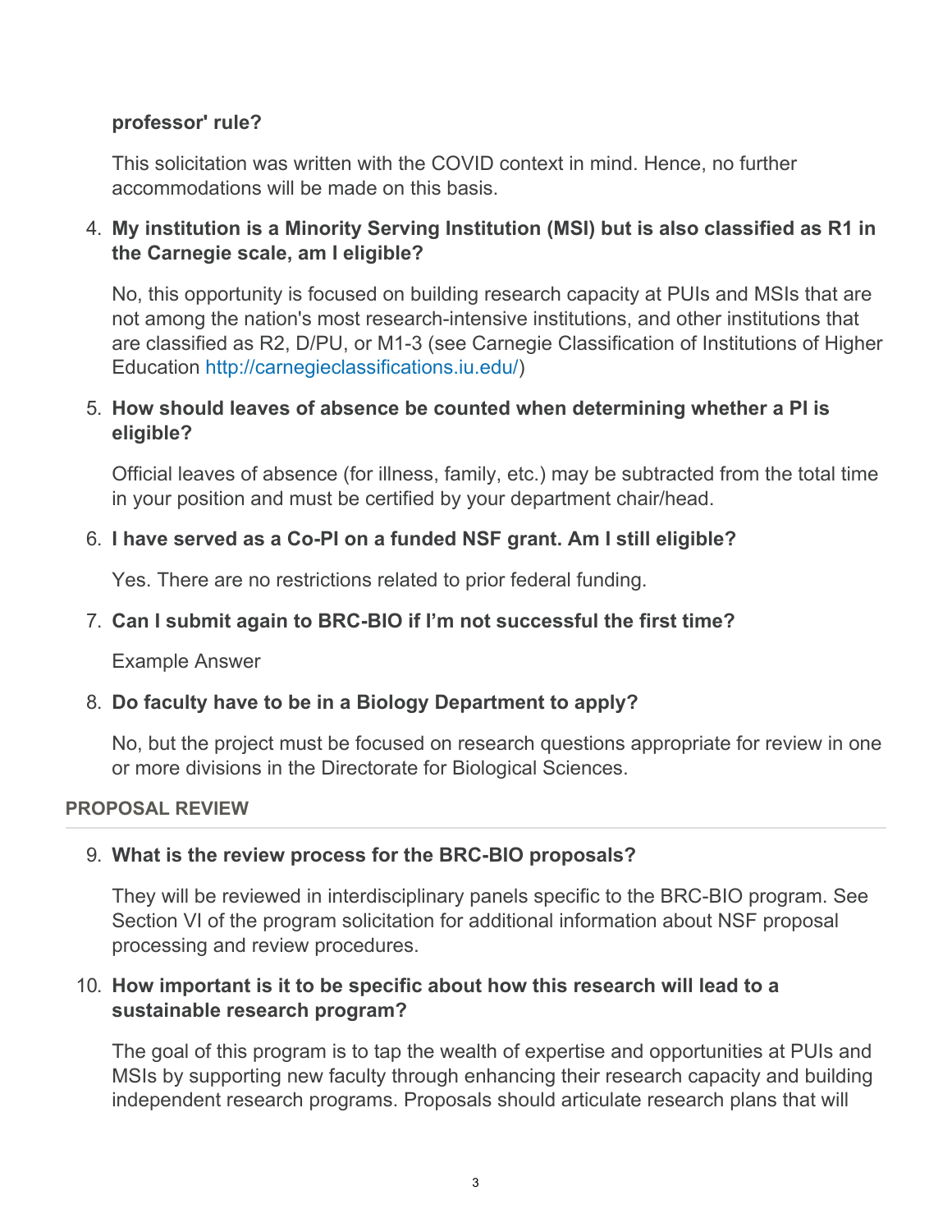**professor' rule?**

This solicitation was written with the COVID context in mind. Hence, no further accommodations will be made on this basis.

4. **My institution is a Minority Serving Institution (MSI) but is also classified as R1 in the Carnegie scale, am I eligible?**

   No, this opportunity is focused on building research capacity at PUIs and MSIs that are not among the nation's most research-intensive institutions, and other institutions that are classified as R2, D/PU, or M1-3 (see Carnegie Classification of Institutions of Higher Education http://carnegieclassifications.iu.edu/)

5. **How should leaves of absence be counted when determining whether a PI is eligible?**

   Official leaves of absence (for illness, family, etc.) may be subtracted from the total time in your position and must be certified by your department chair/head.

6. **I have served as a Co-PI on a funded NSF grant. Am I still eligible?**

   Yes. There are no restrictions related to prior federal funding.

7. **Can I submit again to BRC-BIO if I'm not successful the first time?**

   Example Answer

8. **Do faculty have to be in a Biology Department to apply?**

   No, but the project must be focused on research questions appropriate for review in one or more divisions in the Directorate for Biological Sciences.

### PROPOSAL REVIEW

9. **What is the review process for the BRC-BIO proposals?**

   They will be reviewed in interdisciplinary panels specific to the BRC-BIO program. See Section VI of the program solicitation for additional information about NSF proposal processing and review procedures.

10. **How important is it to be specific about how this research will lead to a sustainable research program?**

    The goal of this program is to tap the wealth of expertise and opportunities at PUIs and MSIs by supporting new faculty through enhancing their research capacity and building independent research programs. Proposals should articulate research plans that will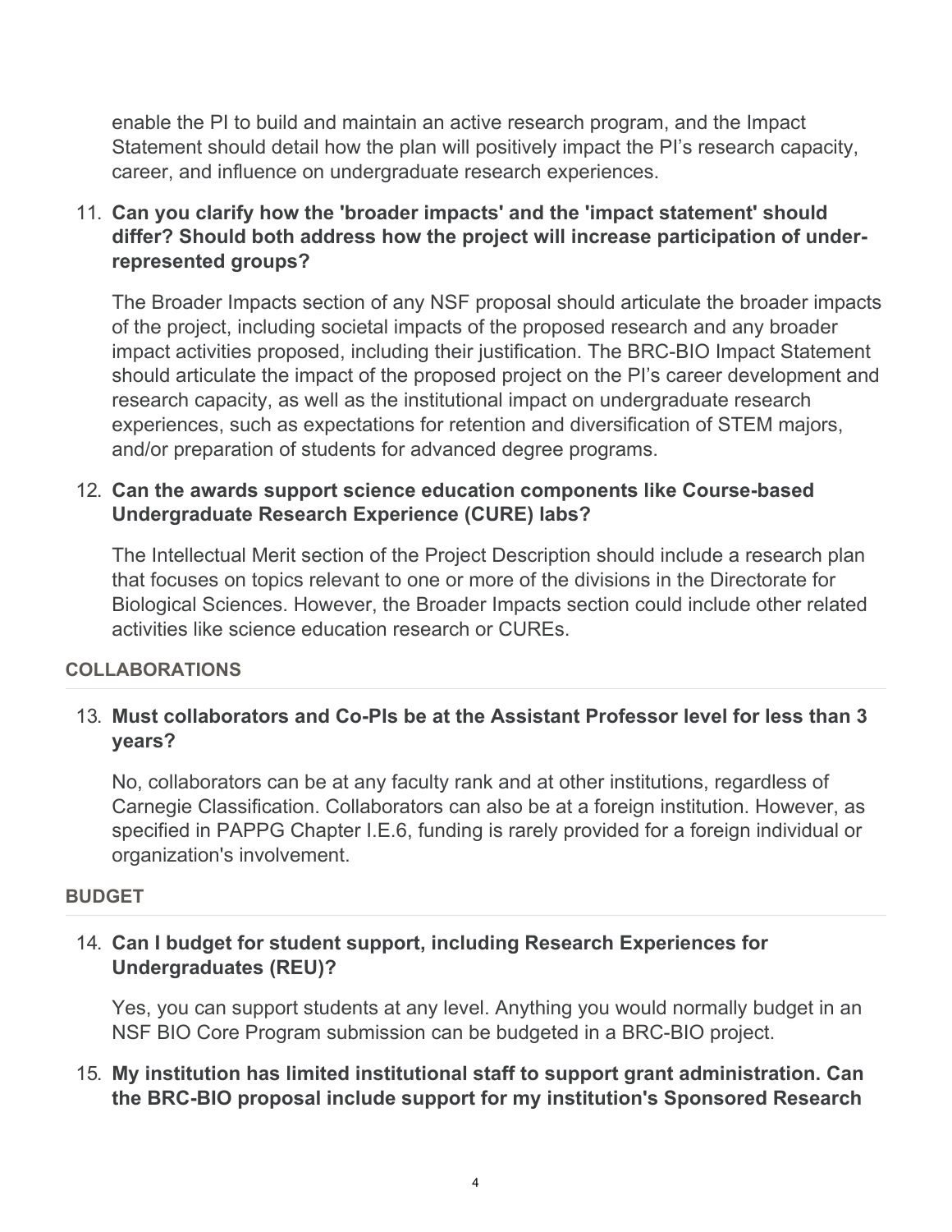enable the PI to build and maintain an active research program, and the Impact Statement should detail how the plan will positively impact the PI's research capacity, career, and influence on undergraduate research experiences.

11. **Can you clarify how the 'broader impacts' and the 'impact statement' should differ? Should both address how the project will increase participation of under-represented groups?**

    The Broader Impacts section of any NSF proposal should articulate the broader impacts of the project, including societal impacts of the proposed research and any broader impact activities proposed, including their justification. The BRC-BIO Impact Statement should articulate the impact of the proposed project on the PI's career development and research capacity, as well as the institutional impact on undergraduate research experiences, such as expectations for retention and diversification of STEM majors, and/or preparation of students for advanced degree programs.

12. **Can the awards support science education components like Course-based Undergraduate Research Experience (CURE) labs?**

    The Intellectual Merit section of the Project Description should include a research plan that focuses on topics relevant to one or more of the divisions in the Directorate for Biological Sciences. However, the Broader Impacts section could include other related activities like science education research or CUREs.

### COLLABORATIONS

13. **Must collaborators and Co-PIs be at the Assistant Professor level for less than 3 years?**

    No, collaborators can be at any faculty rank and at other institutions, regardless of Carnegie Classification. Collaborators can also be at a foreign institution. However, as specified in PAPPG Chapter I.E.6, funding is rarely provided for a foreign individual or organization's involvement.

### BUDGET

14. **Can I budget for student support, including Research Experiences for Undergraduates (REU)?**

    Yes, you can support students at any level. Anything you would normally budget in an NSF BIO Core Program submission can be budgeted in a BRC-BIO project.

15. **My institution has limited institutional staff to support grant administration. Can the BRC-BIO proposal include support for my institution's Sponsored Research**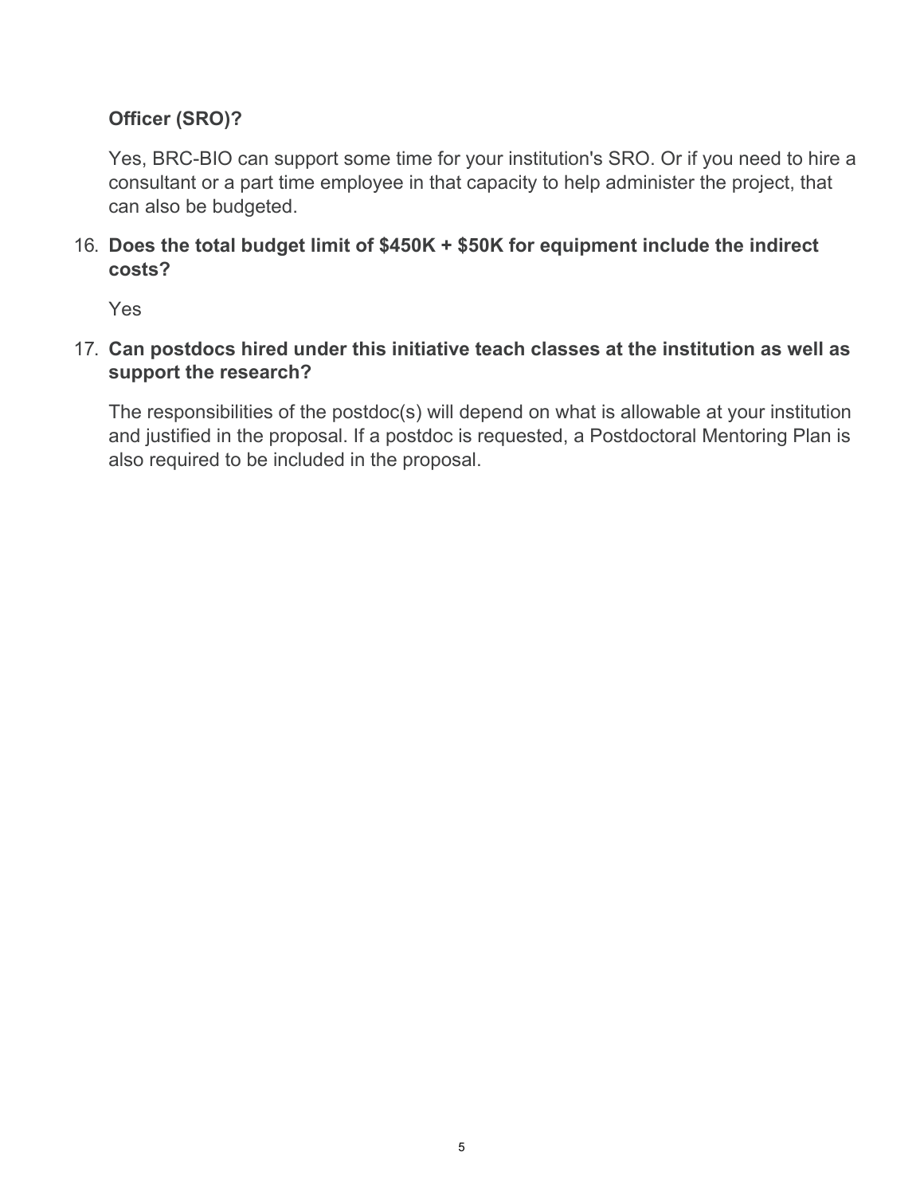**Officer (SRO)?**

Yes, BRC-BIO can support some time for your institution's SRO. Or if you need to hire a consultant or a part time employee in that capacity to help administer the project, that can also be budgeted.

16. **Does the total budget limit of $450K + $50K for equipment include the indirect costs?**

    Yes

17. **Can postdocs hired under this initiative teach classes at the institution as well as support the research?**

    The responsibilities of the postdoc(s) will depend on what is allowable at your institution and justified in the proposal. If a postdoc is requested, a Postdoctoral Mentoring Plan is also required to be included in the proposal.